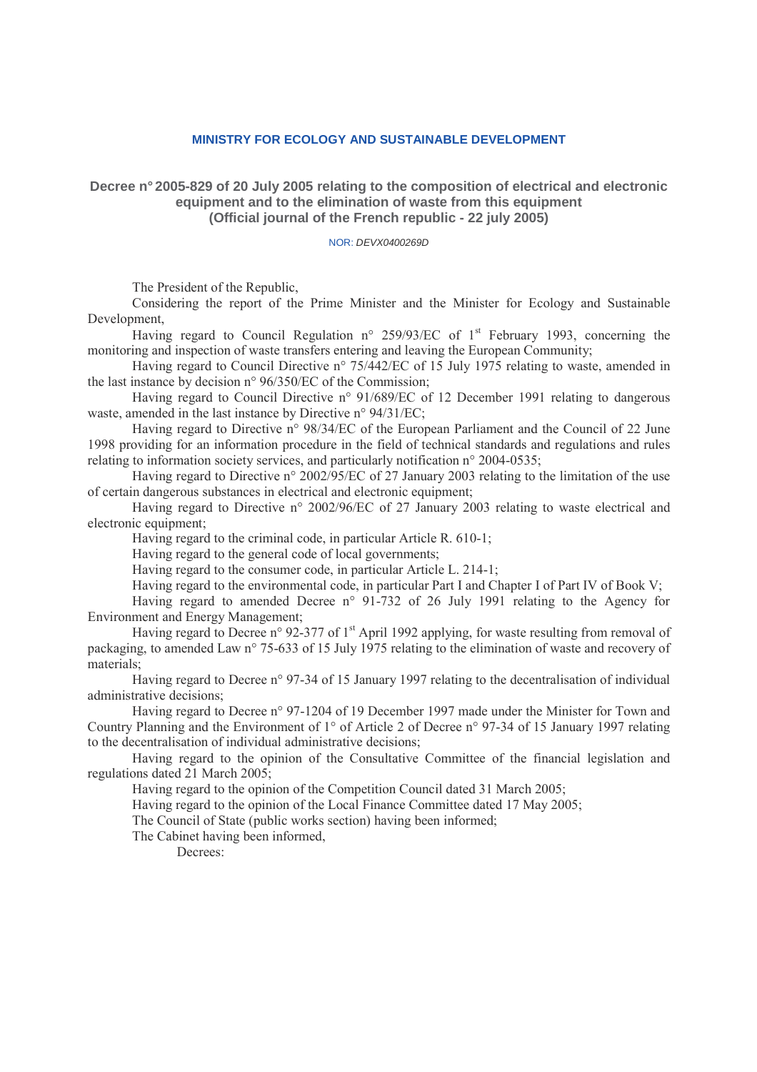**MINISTRY FOR ECOLOGY AND SUSTAINABLE DEVELOPMENT**

# Decree n° 2005-829 of 20 July 2005 relating to the composition of electrical and electronic equipment and to the elimination of waste from this equipment (Official journal of the French republic - 22 july 2005)

NOR: *DEVX0400269D*

The President of the Republic,

Considering the report of the Prime Minister and the Minister for Ecology and Sustainable Development,

Having regard to Council Regulation n° 259/93/EC of 1st February 1993, concerning the monitoring and inspection of waste transfers entering and leaving the European Community;

Having regard to Council Directive n° 75/442/EC of 15 July 1975 relating to waste, amended in the last instance by decision n° 96/350/EC of the Commission;

Having regard to Council Directive n° 91/689/EC of 12 December 1991 relating to dangerous waste, amended in the last instance by Directive n° 94/31/EC;

Having regard to Directive n° 98/34/EC of the European Parliament and the Council of 22 June 1998 providing for an information procedure in the field of technical standards and regulations and rules relating to information society services, and particularly notification n° 2004-0535;

Having regard to Directive n° 2002/95/EC of 27 January 2003 relating to the limitation of the use of certain dangerous substances in electrical and electronic equipment;

Having regard to Directive n° 2002/96/EC of 27 January 2003 relating to waste electrical and electronic equipment;

Having regard to the criminal code, in particular Article R. 610-1;

Having regard to the general code of local governments;

Having regard to the consumer code, in particular Article L. 214-1;

Having regard to the environmental code, in particular Part I and Chapter I of Part IV of Book V;

Having regard to amended Decree n° 91-732 of 26 July 1991 relating to the Agency for Environment and Energy Management;

Having regard to Decree n° 92-377 of 1st April 1992 applying, for waste resulting from removal of packaging, to amended Law n° 75-633 of 15 July 1975 relating to the elimination of waste and recovery of materials;

Having regard to Decree n° 97-34 of 15 January 1997 relating to the decentralisation of individual administrative decisions;

Having regard to Decree n° 97-1204 of 19 December 1997 made under the Minister for Town and Country Planning and the Environment of 1° of Article 2 of Decree n° 97-34 of 15 January 1997 relating to the decentralisation of individual administrative decisions;

Having regard to the opinion of the Consultative Committee of the financial legislation and regulations dated 21 March 2005;

Having regard to the opinion of the Competition Council dated 31 March 2005;

Having regard to the opinion of the Local Finance Committee dated 17 May 2005;

The Council of State (public works section) having been informed;

The Cabinet having been informed,

Decrees: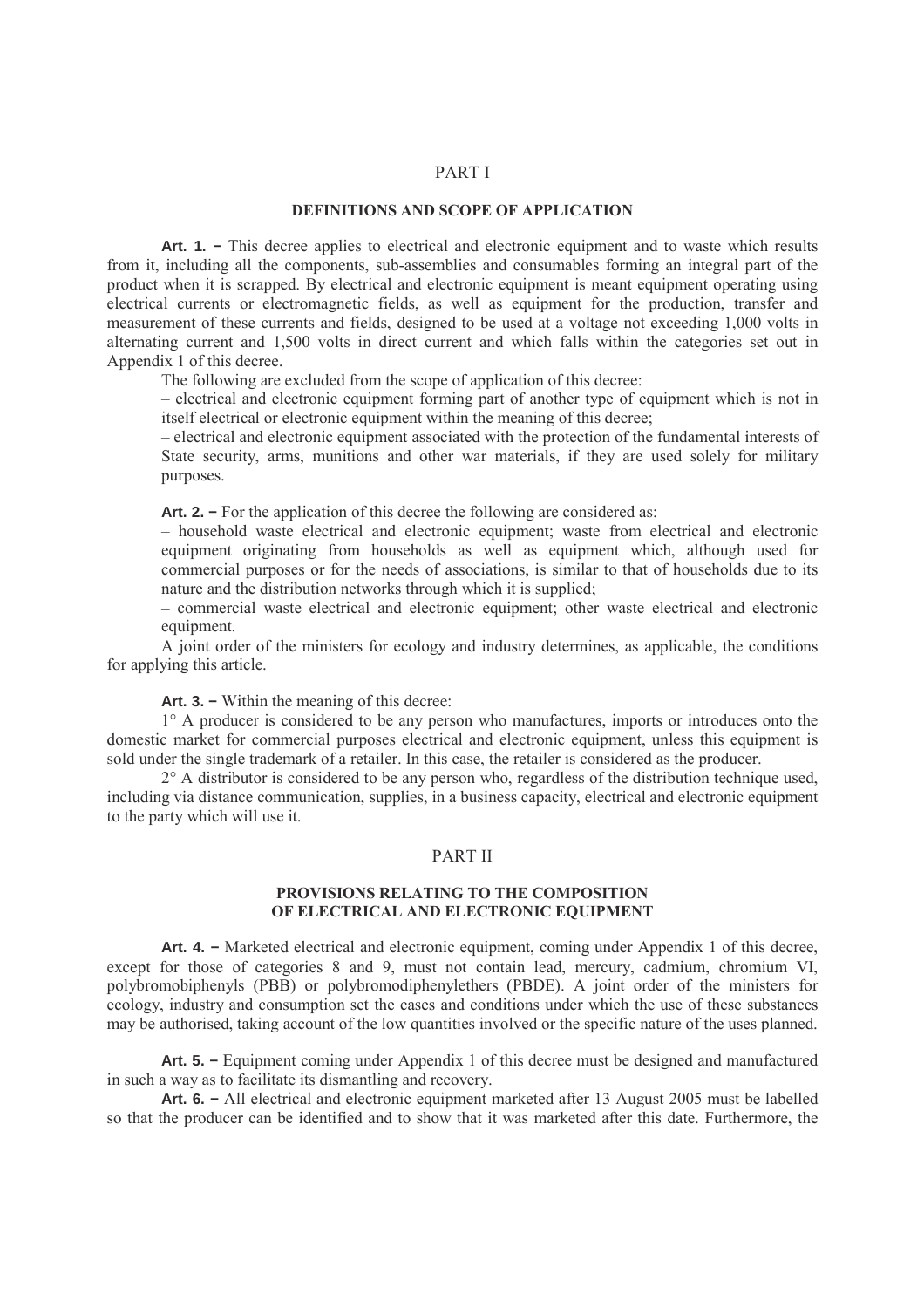## PART I

### DEFINITIONS AND SCOPE OF APPLICATION

**Art. 1. –** This decree applies to electrical and electronic equipment and to waste which results from it, including all the components, sub-assemblies and consumables forming an integral part of the product when it is scrapped. By electrical and electronic equipment is meant equipment operating using electrical currents or electromagnetic fields, as well as equipment for the production, transfer and measurement of these currents and fields, designed to be used at a voltage not exceeding 1,000 volts in alternating current and 1,500 volts in direct current and which falls within the categories set out in Appendix 1 of this decree.

The following are excluded from the scope of application of this decree:

– electrical and electronic equipment forming part of another type of equipment which is not in itself electrical or electronic equipment within the meaning of this decree;

– electrical and electronic equipment associated with the protection of the fundamental interests of State security, arms, munitions and other war materials, if they are used solely for military purposes.

**Art. 2. –** For the application of this decree the following are considered as:

– household waste electrical and electronic equipment; waste from electrical and electronic equipment originating from households as well as equipment which, although used for commercial purposes or for the needs of associations, is similar to that of households due to its nature and the distribution networks through which it is supplied;

– commercial waste electrical and electronic equipment; other waste electrical and electronic equipment.

A joint order of the ministers for ecology and industry determines, as applicable, the conditions for applying this article.

**Art. 3. –** Within the meaning of this decree:

1° A producer is considered to be any person who manufactures, imports or introduces onto the domestic market for commercial purposes electrical and electronic equipment, unless this equipment is sold under the single trademark of a retailer. In this case, the retailer is considered as the producer.

2° A distributor is considered to be any person who, regardless of the distribution technique used, including via distance communication, supplies, in a business capacity, electrical and electronic equipment to the party which will use it.

## PART II

### PROVISIONS RELATING TO THE COMPOSITION OF ELECTRICAL AND ELECTRONIC EQUIPMENT

**Art. 4. –** Marketed electrical and electronic equipment, coming under Appendix 1 of this decree, except for those of categories 8 and 9, must not contain lead, mercury, cadmium, chromium VI, polybromobiphenyls (PBB) or polybromodiphenylethers (PBDE). A joint order of the ministers for ecology, industry and consumption set the cases and conditions under which the use of these substances may be authorised, taking account of the low quantities involved or the specific nature of the uses planned.

**Art. 5. –** Equipment coming under Appendix 1 of this decree must be designed and manufactured in such a way as to facilitate its dismantling and recovery.

**Art. 6. –** All electrical and electronic equipment marketed after 13 August 2005 must be labelled so that the producer can be identified and to show that it was marketed after this date. Furthermore, the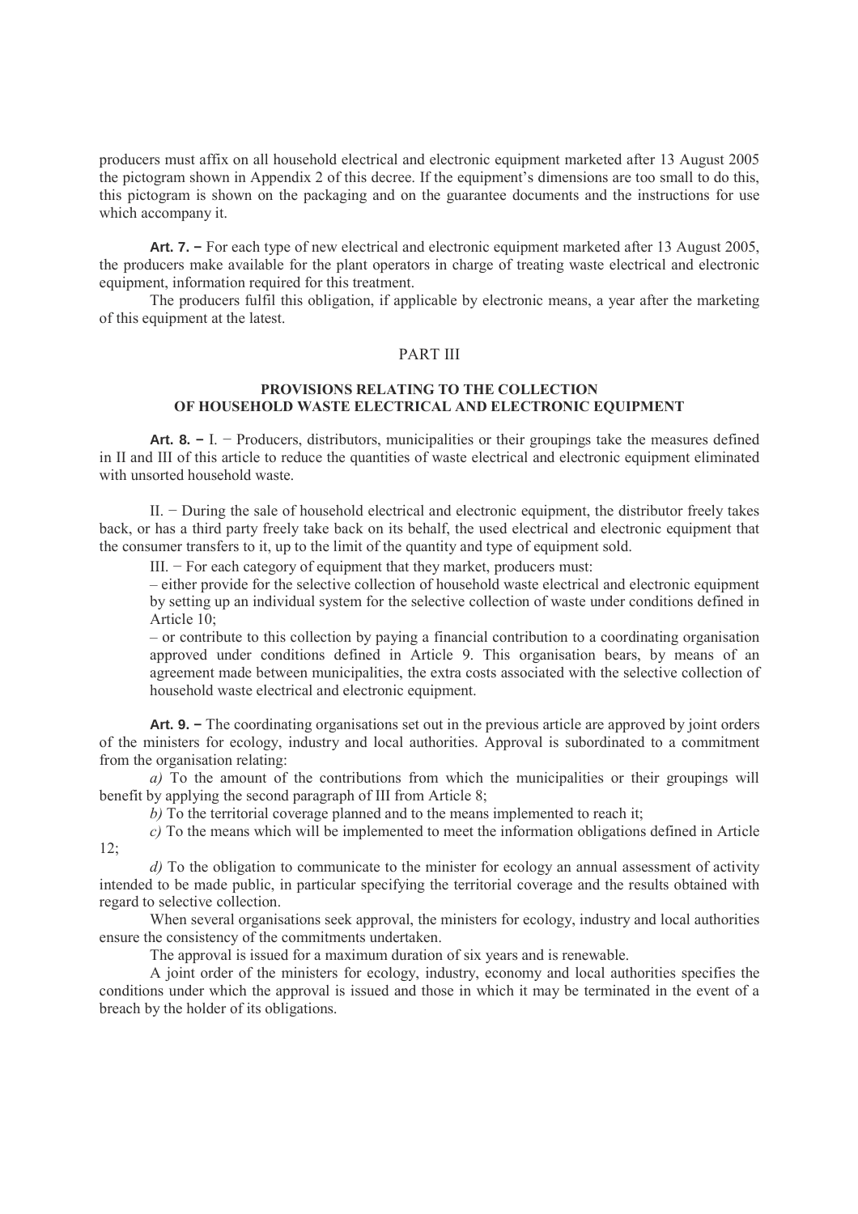producers must affix on all household electrical and electronic equipment marketed after 13 August 2005 the pictogram shown in Appendix 2 of this decree. If the equipment's dimensions are too small to do this, this pictogram is shown on the packaging and on the guarantee documents and the instructions for use which accompany it.

**Art. 7. –** For each type of new electrical and electronic equipment marketed after 13 August 2005, the producers make available for the plant operators in charge of treating waste electrical and electronic equipment, information required for this treatment.

The producers fulfil this obligation, if applicable by electronic means, a year after the marketing of this equipment at the latest.

## PART III

### PROVISIONS RELATING TO THE COLLECTION OF HOUSEHOLD WASTE ELECTRICAL AND ELECTRONIC EQUIPMENT

**Art. 8. –** I. − Producers, distributors, municipalities or their groupings take the measures defined in II and III of this article to reduce the quantities of waste electrical and electronic equipment eliminated with unsorted household waste.

II. − During the sale of household electrical and electronic equipment, the distributor freely takes back, or has a third party freely take back on its behalf, the used electrical and electronic equipment that the consumer transfers to it, up to the limit of the quantity and type of equipment sold.

III. − For each category of equipment that they market, producers must:

- either provide for the selective collection of household waste electrical and electronic equipment by setting up an individual system for the selective collection of waste under conditions defined in Article 10;
- or contribute to this collection by paying a financial contribution to a coordinating organisation approved under conditions defined in Article 9. This organisation bears, by means of an agreement made between municipalities, the extra costs associated with the selective collection of household waste electrical and electronic equipment.

**Art. 9. –** The coordinating organisations set out in the previous article are approved by joint orders of the ministers for ecology, industry and local authorities. Approval is subordinated to a commitment from the organisation relating:

*a)* To the amount of the contributions from which the municipalities or their groupings will benefit by applying the second paragraph of III from Article 8;

*b)* To the territorial coverage planned and to the means implemented to reach it;

*c)* To the means which will be implemented to meet the information obligations defined in Article 12;

*d)* To the obligation to communicate to the minister for ecology an annual assessment of activity intended to be made public, in particular specifying the territorial coverage and the results obtained with regard to selective collection.

When several organisations seek approval, the ministers for ecology, industry and local authorities ensure the consistency of the commitments undertaken.

The approval is issued for a maximum duration of six years and is renewable.

A joint order of the ministers for ecology, industry, economy and local authorities specifies the conditions under which the approval is issued and those in which it may be terminated in the event of a breach by the holder of its obligations.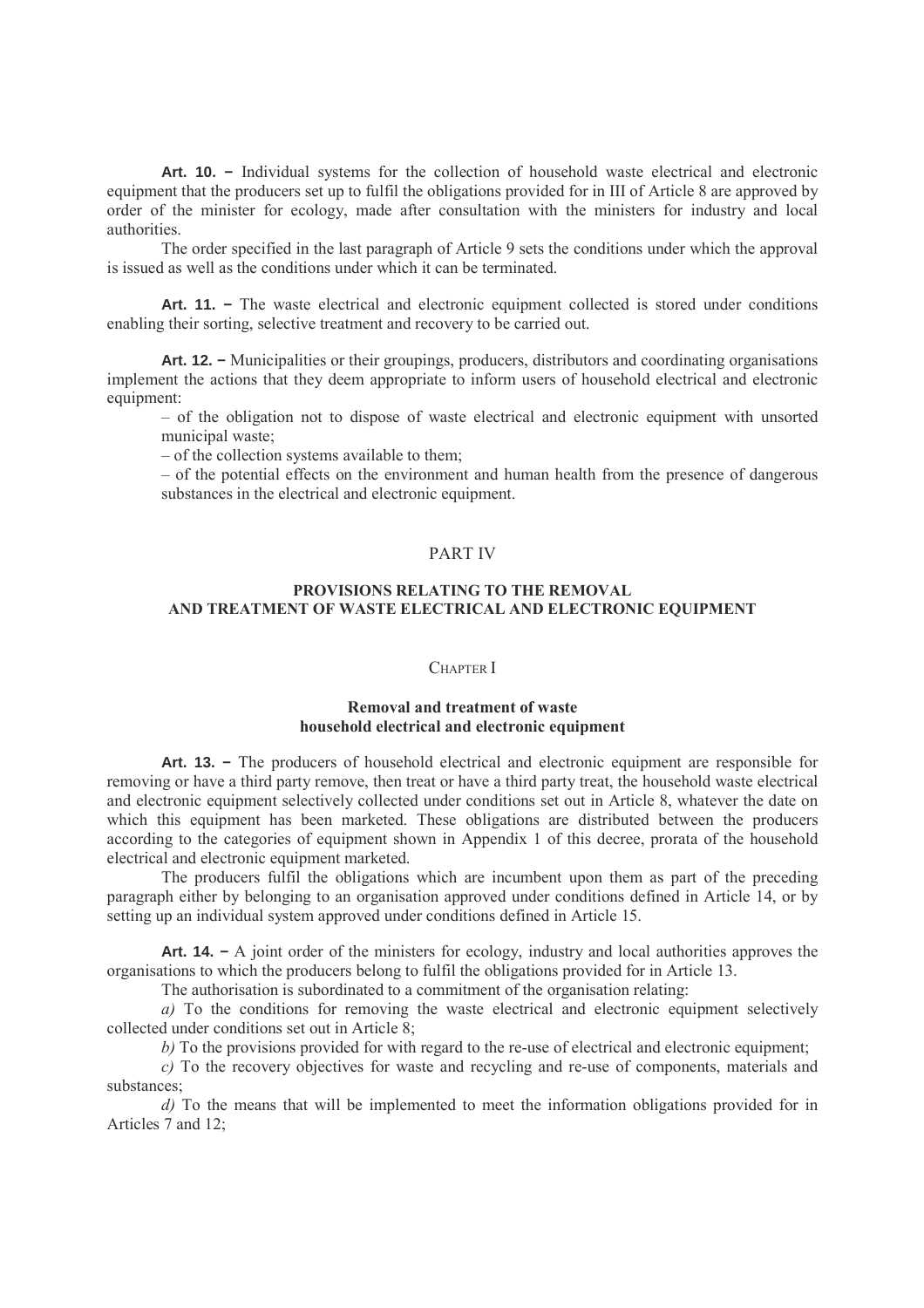**Art. 10. –** Individual systems for the collection of household waste electrical and electronic equipment that the producers set up to fulfil the obligations provided for in III of Article 8 are approved by order of the minister for ecology, made after consultation with the ministers for industry and local authorities.

The order specified in the last paragraph of Article 9 sets the conditions under which the approval is issued as well as the conditions under which it can be terminated.

**Art. 11. –** The waste electrical and electronic equipment collected is stored under conditions enabling their sorting, selective treatment and recovery to be carried out.

**Art. 12. –** Municipalities or their groupings, producers, distributors and coordinating organisations implement the actions that they deem appropriate to inform users of household electrical and electronic equipment:

– of the obligation not to dispose of waste electrical and electronic equipment with unsorted municipal waste;

– of the collection systems available to them;

– of the potential effects on the environment and human health from the presence of dangerous substances in the electrical and electronic equipment.

## PART IV

## PROVISIONS RELATING TO THE REMOVAL AND TREATMENT OF WASTE ELECTRICAL AND ELECTRONIC EQUIPMENT

### CHAPTER I

### Removal and treatment of waste household electrical and electronic equipment

**Art. 13. –** The producers of household electrical and electronic equipment are responsible for removing or have a third party remove, then treat or have a third party treat, the household waste electrical and electronic equipment selectively collected under conditions set out in Article 8, whatever the date on which this equipment has been marketed. These obligations are distributed between the producers according to the categories of equipment shown in Appendix 1 of this decree, prorata of the household electrical and electronic equipment marketed.

The producers fulfil the obligations which are incumbent upon them as part of the preceding paragraph either by belonging to an organisation approved under conditions defined in Article 14, or by setting up an individual system approved under conditions defined in Article 15.

**Art. 14. –** A joint order of the ministers for ecology, industry and local authorities approves the organisations to which the producers belong to fulfil the obligations provided for in Article 13.

The authorisation is subordinated to a commitment of the organisation relating:

*a)* To the conditions for removing the waste electrical and electronic equipment selectively collected under conditions set out in Article 8;

*b)* To the provisions provided for with regard to the re-use of electrical and electronic equipment;

*c)* To the recovery objectives for waste and recycling and re-use of components, materials and substances;

*d)* To the means that will be implemented to meet the information obligations provided for in Articles 7 and 12;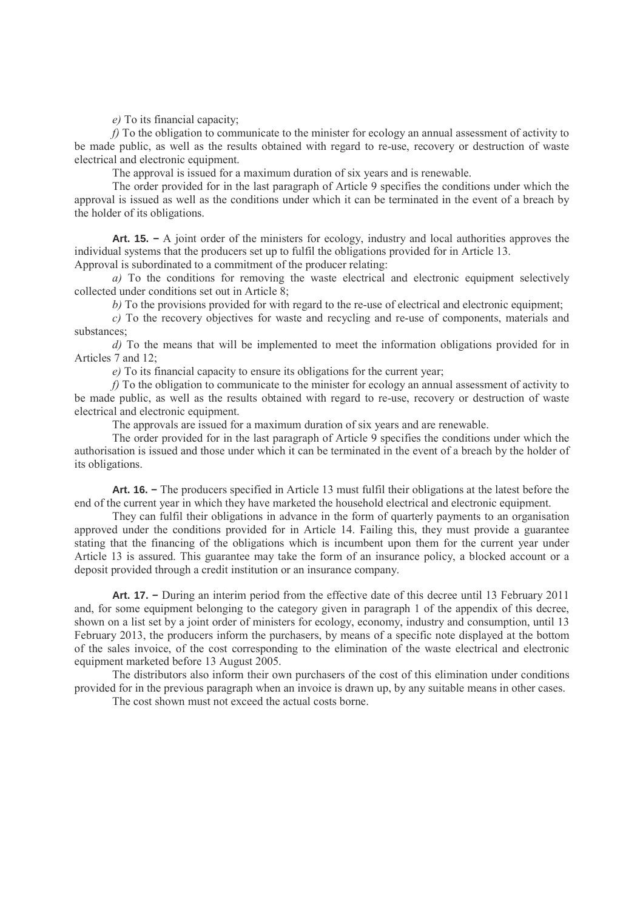*e)* To its financial capacity;

*f)* To the obligation to communicate to the minister for ecology an annual assessment of activity to be made public, as well as the results obtained with regard to re-use, recovery or destruction of waste electrical and electronic equipment.

The approval is issued for a maximum duration of six years and is renewable.

The order provided for in the last paragraph of Article 9 specifies the conditions under which the approval is issued as well as the conditions under which it can be terminated in the event of a breach by the holder of its obligations.

**Art. 15. –** A joint order of the ministers for ecology, industry and local authorities approves the individual systems that the producers set up to fulfil the obligations provided for in Article 13.
Approval is subordinated to a commitment of the producer relating:

*a)* To the conditions for removing the waste electrical and electronic equipment selectively collected under conditions set out in Article 8;

*b)* To the provisions provided for with regard to the re-use of electrical and electronic equipment;

*c)* To the recovery objectives for waste and recycling and re-use of components, materials and substances;

*d)* To the means that will be implemented to meet the information obligations provided for in Articles 7 and 12;

*e)* To its financial capacity to ensure its obligations for the current year;

*f)* To the obligation to communicate to the minister for ecology an annual assessment of activity to be made public, as well as the results obtained with regard to re-use, recovery or destruction of waste electrical and electronic equipment.

The approvals are issued for a maximum duration of six years and are renewable.

The order provided for in the last paragraph of Article 9 specifies the conditions under which the authorisation is issued and those under which it can be terminated in the event of a breach by the holder of its obligations.

**Art. 16. –** The producers specified in Article 13 must fulfil their obligations at the latest before the end of the current year in which they have marketed the household electrical and electronic equipment.

They can fulfil their obligations in advance in the form of quarterly payments to an organisation approved under the conditions provided for in Article 14. Failing this, they must provide a guarantee stating that the financing of the obligations which is incumbent upon them for the current year under Article 13 is assured. This guarantee may take the form of an insurance policy, a blocked account or a deposit provided through a credit institution or an insurance company.

**Art. 17. –** During an interim period from the effective date of this decree until 13 February 2011 and, for some equipment belonging to the category given in paragraph 1 of the appendix of this decree, shown on a list set by a joint order of ministers for ecology, economy, industry and consumption, until 13 February 2013, the producers inform the purchasers, by means of a specific note displayed at the bottom of the sales invoice, of the cost corresponding to the elimination of the waste electrical and electronic equipment marketed before 13 August 2005.

The distributors also inform their own purchasers of the cost of this elimination under conditions provided for in the previous paragraph when an invoice is drawn up, by any suitable means in other cases.

The cost shown must not exceed the actual costs borne.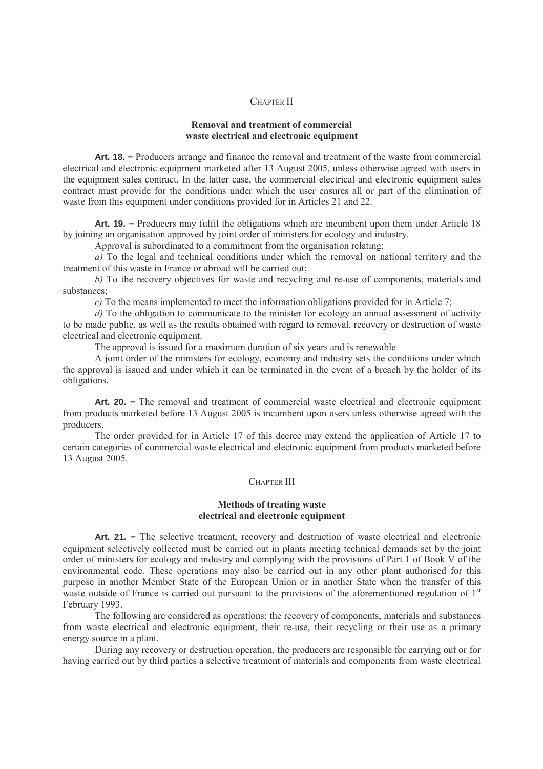## Chapter II

### Removal and treatment of commercial waste electrical and electronic equipment

**Art. 18. −** Producers arrange and finance the removal and treatment of the waste from commercial electrical and electronic equipment marketed after 13 August 2005, unless otherwise agreed with users in the equipment sales contract. In the latter case, the commercial electrical and electronic equipment sales contract must provide for the conditions under which the user ensures all or part of the elimination of waste from this equipment under conditions provided for in Articles 21 and 22.

**Art. 19. −** Producers may fulfil the obligations which are incumbent upon them under Article 18 by joining an organisation approved by joint order of ministers for ecology and industry.

Approval is subordinated to a commitment from the organisation relating:

*a)* To the legal and technical conditions under which the removal on national territory and the treatment of this waste in France or abroad will be carried out;

*b)* To the recovery objectives for waste and recycling and re-use of components, materials and substances;

*c)* To the means implemented to meet the information obligations provided for in Article 7;

*d)* To the obligation to communicate to the minister for ecology an annual assessment of activity to be made public, as well as the results obtained with regard to removal, recovery or destruction of waste electrical and electronic equipment.

The approval is issued for a maximum duration of six years and is renewable

A joint order of the ministers for ecology, economy and industry sets the conditions under which the approval is issued and under which it can be terminated in the event of a breach by the holder of its obligations.

**Art. 20. −** The removal and treatment of commercial waste electrical and electronic equipment from products marketed before 13 August 2005 is incumbent upon users unless otherwise agreed with the producers.

The order provided for in Article 17 of this decree may extend the application of Article 17 to certain categories of commercial waste electrical and electronic equipment from products marketed before 13 August 2005.

## Chapter III

### Methods of treating waste electrical and electronic equipment

**Art. 21. −** The selective treatment, recovery and destruction of waste electrical and electronic equipment selectively collected must be carried out in plants meeting technical demands set by the joint order of ministers for ecology and industry and complying with the provisions of Part 1 of Book V of the environmental code. These operations may also be carried out in any other plant authorised for this purpose in another Member State of the European Union or in another State when the transfer of this waste outside of France is carried out pursuant to the provisions of the aforementioned regulation of 1st February 1993.

The following are considered as operations: the recovery of components, materials and substances from waste electrical and electronic equipment, their re-use, their recycling or their use as a primary energy source in a plant.

During any recovery or destruction operation, the producers are responsible for carrying out or for having carried out by third parties a selective treatment of materials and components from waste electrical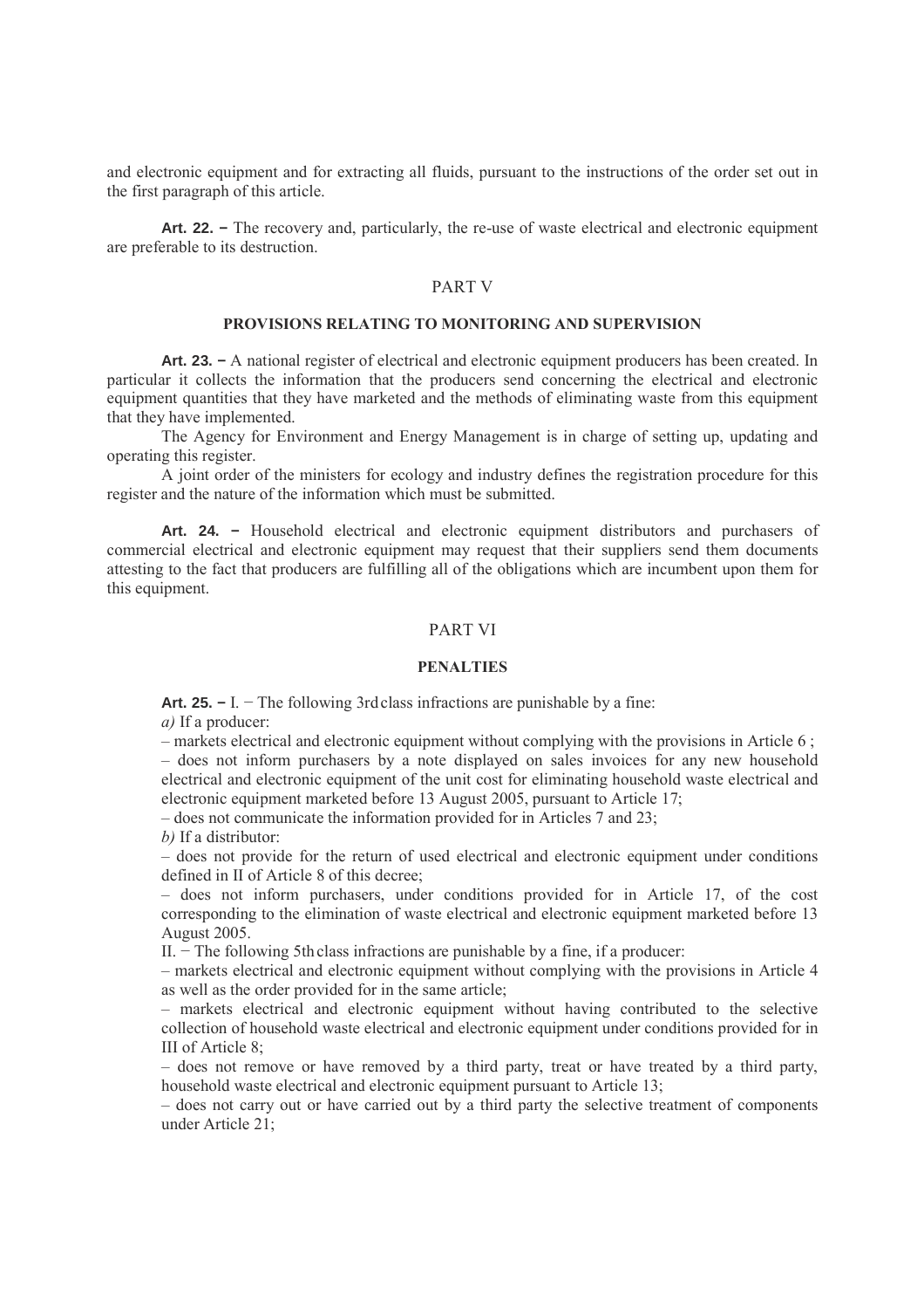and electronic equipment and for extracting all fluids, pursuant to the instructions of the order set out in the first paragraph of this article.

**Art. 22. –** The recovery and, particularly, the re-use of waste electrical and electronic equipment are preferable to its destruction.

## PART V

### PROVISIONS RELATING TO MONITORING AND SUPERVISION

**Art. 23. –** A national register of electrical and electronic equipment producers has been created. In particular it collects the information that the producers send concerning the electrical and electronic equipment quantities that they have marketed and the methods of eliminating waste from this equipment that they have implemented.

The Agency for Environment and Energy Management is in charge of setting up, updating and operating this register.

A joint order of the ministers for ecology and industry defines the registration procedure for this register and the nature of the information which must be submitted.

**Art. 24. –** Household electrical and electronic equipment distributors and purchasers of commercial electrical and electronic equipment may request that their suppliers send them documents attesting to the fact that producers are fulfilling all of the obligations which are incumbent upon them for this equipment.

## PART VI

### PENALTIES

**Art. 25. –** I. − The following 3rd class infractions are punishable by a fine:

*a)* If a producer:

– markets electrical and electronic equipment without complying with the provisions in Article 6 ;

– does not inform purchasers by a note displayed on sales invoices for any new household electrical and electronic equipment of the unit cost for eliminating household waste electrical and electronic equipment marketed before 13 August 2005, pursuant to Article 17;

– does not communicate the information provided for in Articles 7 and 23;

*b)* If a distributor:

– does not provide for the return of used electrical and electronic equipment under conditions defined in II of Article 8 of this decree;

– does not inform purchasers, under conditions provided for in Article 17, of the cost corresponding to the elimination of waste electrical and electronic equipment marketed before 13 August 2005.

II. − The following 5th class infractions are punishable by a fine, if a producer:

– markets electrical and electronic equipment without complying with the provisions in Article 4 as well as the order provided for in the same article;

– markets electrical and electronic equipment without having contributed to the selective collection of household waste electrical and electronic equipment under conditions provided for in III of Article 8;

– does not remove or have removed by a third party, treat or have treated by a third party, household waste electrical and electronic equipment pursuant to Article 13;

– does not carry out or have carried out by a third party the selective treatment of components under Article 21;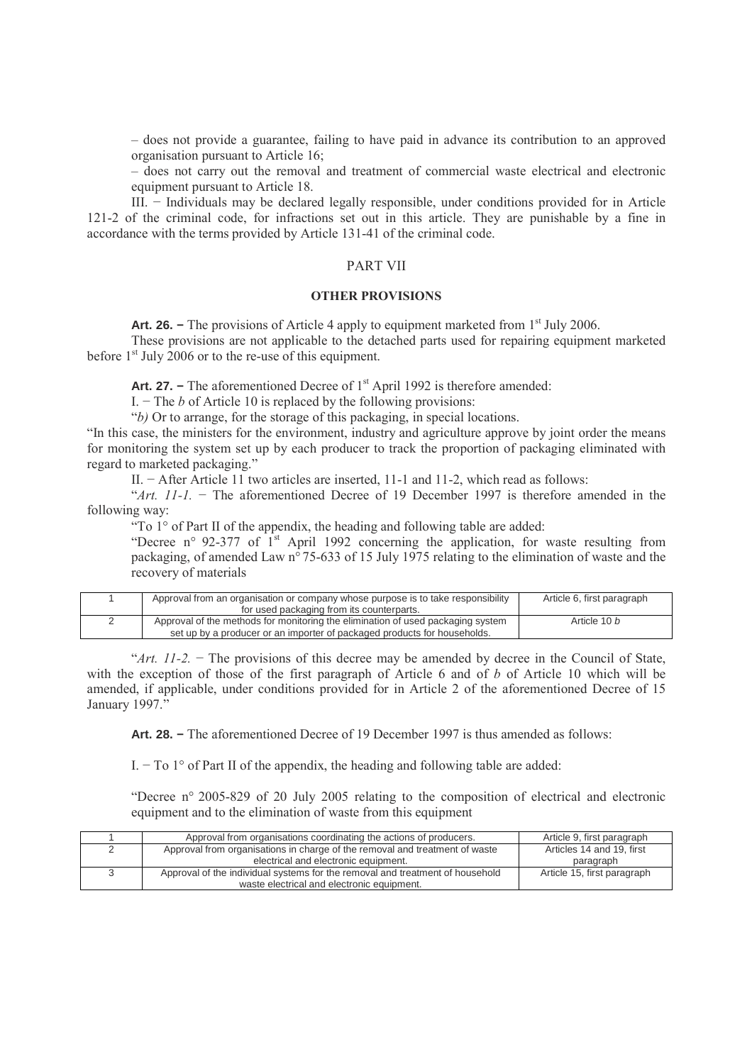– does not provide a guarantee, failing to have paid in advance its contribution to an approved organisation pursuant to Article 16;

– does not carry out the removal and treatment of commercial waste electrical and electronic equipment pursuant to Article 18.

III. − Individuals may be declared legally responsible, under conditions provided for in Article 121-2 of the criminal code, for infractions set out in this article. They are punishable by a fine in accordance with the terms provided by Article 131-41 of the criminal code.

## PART VII

### OTHER PROVISIONS

**Art. 26. −** The provisions of Article 4 apply to equipment marketed from 1st July 2006.

These provisions are not applicable to the detached parts used for repairing equipment marketed before 1st July 2006 or to the re-use of this equipment.

**Art. 27. −** The aforementioned Decree of 1st April 1992 is therefore amended:

I. − The *b* of Article 10 is replaced by the following provisions:

"*b)* Or to arrange, for the storage of this packaging, in special locations.

"In this case, the ministers for the environment, industry and agriculture approve by joint order the means for monitoring the system set up by each producer to track the proportion of packaging eliminated with regard to marketed packaging."

II. − After Article 11 two articles are inserted, 11-1 and 11-2, which read as follows:

"*Art. 11-1.* − The aforementioned Decree of 19 December 1997 is therefore amended in the following way:

"To 1° of Part II of the appendix, the heading and following table are added:

"Decree n° 92-377 of 1st April 1992 concerning the application, for waste resulting from packaging, of amended Law n° 75-633 of 15 July 1975 relating to the elimination of waste and the recovery of materials

| | | |
|---|---|---|
| 1 | Approval from an organisation or company whose purpose is to take responsibility for used packaging from its counterparts. | Article 6, first paragraph |
| 2 | Approval of the methods for monitoring the elimination of used packaging system set up by a producer or an importer of packaged products for households. | Article 10 *b* |

"*Art. 11-2.* − The provisions of this decree may be amended by decree in the Council of State, with the exception of those of the first paragraph of Article 6 and of *b* of Article 10 which will be amended, if applicable, under conditions provided for in Article 2 of the aforementioned Decree of 15 January 1997."

**Art. 28. −** The aforementioned Decree of 19 December 1997 is thus amended as follows:

I. − To 1° of Part II of the appendix, the heading and following table are added:

"Decree n° 2005-829 of 20 July 2005 relating to the composition of electrical and electronic equipment and to the elimination of waste from this equipment

| | | |
|---|---|---|
| 1 | Approval from organisations coordinating the actions of producers. | Article 9, first paragraph |
| 2 | Approval from organisations in charge of the removal and treatment of waste electrical and electronic equipment. | Articles 14 and 19, first paragraph |
| 3 | Approval of the individual systems for the removal and treatment of household waste electrical and electronic equipment. | Article 15, first paragraph |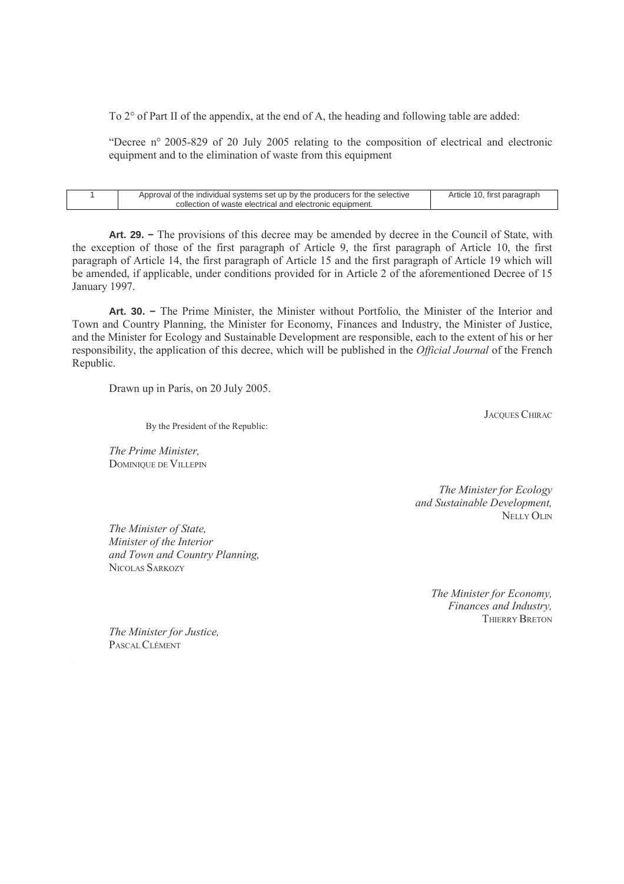To 2° of Part II of the appendix, at the end of A, the heading and following table are added:

"Decree n° 2005-829 of 20 July 2005 relating to the composition of electrical and electronic equipment and to the elimination of waste from this equipment

| | | |
|---|---|---|
| 1 | Approval of the individual systems set up by the producers for the selective collection of waste electrical and electronic equipment. | Article 10, first paragraph |

**Art. 29. –** The provisions of this decree may be amended by decree in the Council of State, with the exception of those of the first paragraph of Article 9, the first paragraph of Article 10, the first paragraph of Article 14, the first paragraph of Article 15 and the first paragraph of Article 19 which will be amended, if applicable, under conditions provided for in Article 2 of the aforementioned Decree of 15 January 1997.

**Art. 30. –** The Prime Minister, the Minister without Portfolio, the Minister of the Interior and Town and Country Planning, the Minister for Economy, Finances and Industry, the Minister of Justice, and the Minister for Ecology and Sustainable Development are responsible, each to the extent of his or her responsibility, the application of this decree, which will be published in the *Official Journal* of the French Republic.

Drawn up in Paris, on 20 July 2005.

JACQUES CHIRAC

By the President of the Republic:

*The Prime Minister,*
DOMINIQUE DE VILLEPIN

*The Minister for Ecology and Sustainable Development,*
NELLY OLIN

*The Minister of State, Minister of the Interior and Town and Country Planning,*
NICOLAS SARKOZY

*The Minister for Economy, Finances and Industry,*
THIERRY BRETON

*The Minister for Justice,*
PASCAL CLÉMENT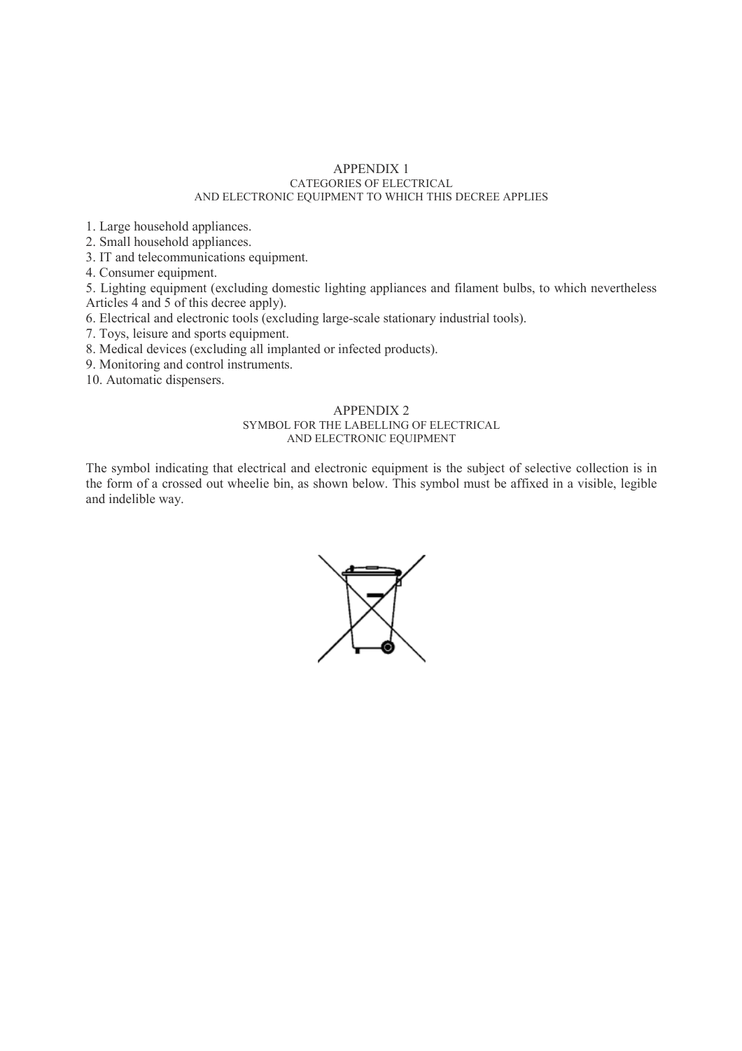## APPENDIX 1

### CATEGORIES OF ELECTRICAL AND ELECTRONIC EQUIPMENT TO WHICH THIS DECREE APPLIES

1. Large household appliances.
2. Small household appliances.
3. IT and telecommunications equipment.
4. Consumer equipment.
5. Lighting equipment (excluding domestic lighting appliances and filament bulbs, to which nevertheless Articles 4 and 5 of this decree apply).
6. Electrical and electronic tools (excluding large-scale stationary industrial tools).
7. Toys, leisure and sports equipment.
8. Medical devices (excluding all implanted or infected products).
9. Monitoring and control instruments.
10. Automatic dispensers.

## APPENDIX 2

### SYMBOL FOR THE LABELLING OF ELECTRICAL AND ELECTRONIC EQUIPMENT

The symbol indicating that electrical and electronic equipment is the subject of selective collection is in the form of a crossed out wheelie bin, as shown below. This symbol must be affixed in a visible, legible and indelible way.